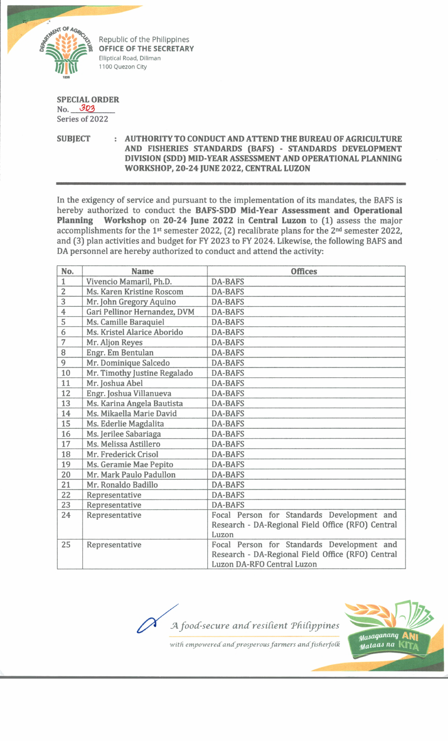Republic of the Philippines
**OFFICE OF THE SECRETARY**
Elliptical Road, Diliman
1100 Quezon City

**SPECIAL ORDER**
No. 303
Series of 2022

**SUBJECT : AUTHORITY TO CONDUCT AND ATTEND THE BUREAU OF AGRICULTURE AND FISHERIES STANDARDS (BAFS) - STANDARDS DEVELOPMENT DIVISION (SDD) MID-YEAR ASSESSMENT AND OPERATIONAL PLANNING WORKSHOP, 20-24 JUNE 2022, CENTRAL LUZON**

In the exigency of service and pursuant to the implementation of its mandates, the BAFS is hereby authorized to conduct the **BAFS-SDD Mid-Year Assessment and Operational Planning Workshop** on **20-24 June 2022** in **Central Luzon** to (1) assess the major accomplishments for the 1st semester 2022, (2) recalibrate plans for the 2nd semester 2022, and (3) plan activities and budget for FY 2023 to FY 2024. Likewise, the following BAFS and DA personnel are hereby authorized to conduct and attend the activity:

| No. | Name | Offices |
|---|---|---|
| 1 | Vivencio Mamaril, Ph.D. | DA-BAFS |
| 2 | Ms. Karen Kristine Roscom | DA-BAFS |
| 3 | Mr. John Gregory Aquino | DA-BAFS |
| 4 | Gari Pellinor Hernandez, DVM | DA-BAFS |
| 5 | Ms. Camille Baraquiel | DA-BAFS |
| 6 | Ms. Kristel Alarice Aborido | DA-BAFS |
| 7 | Mr. Aljon Reyes | DA-BAFS |
| 8 | Engr. Em Bentulan | DA-BAFS |
| 9 | Mr. Dominique Salcedo | DA-BAFS |
| 10 | Mr. Timothy Justine Regalado | DA-BAFS |
| 11 | Mr. Joshua Abel | DA-BAFS |
| 12 | Engr. Joshua Villanueva | DA-BAFS |
| 13 | Ms. Karina Angela Bautista | DA-BAFS |
| 14 | Ms. Mikaella Marie David | DA-BAFS |
| 15 | Ms. Ederlie Magdalita | DA-BAFS |
| 16 | Ms. Jerilee Sabariaga | DA-BAFS |
| 17 | Ms. Melissa Astillero | DA-BAFS |
| 18 | Mr. Frederick Crisol | DA-BAFS |
| 19 | Ms. Geramie Mae Pepito | DA-BAFS |
| 20 | Mr. Mark Paulo Padullon | DA-BAFS |
| 21 | Mr. Ronaldo Badillo | DA-BAFS |
| 22 | Representative | DA-BAFS |
| 23 | Representative | DA-BAFS |
| 24 | Representative | Focal Person for Standards Development and Research - DA-Regional Field Office (RFO) Central Luzon |
| 25 | Representative | Focal Person for Standards Development and Research - DA-Regional Field Office (RFO) Central Luzon DA-RFO Central Luzon |

*A food-secure and resilient Philippines*
*with empowered and prosperous farmers and fisherfolk*

Masaganang ANI Mataas na KITA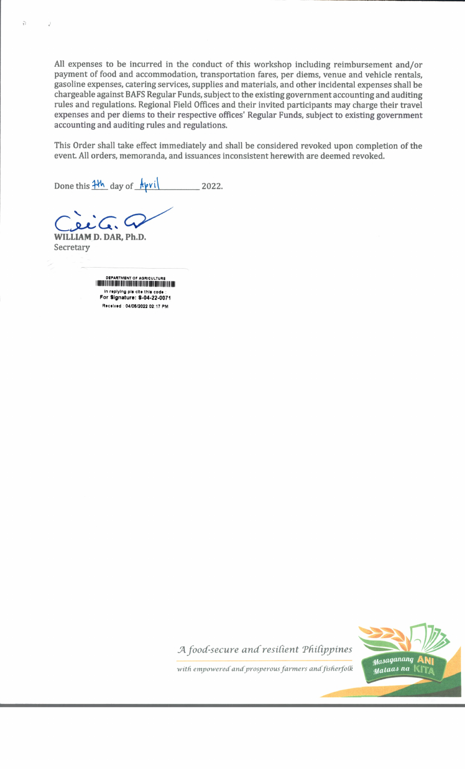All expenses to be incurred in the conduct of this workshop including reimbursement and/or payment of food and accommodation, transportation fares, per diems, venue and vehicle rentals, gasoline expenses, catering services, supplies and materials, and other incidental expenses shall be chargeable against BAFS Regular Funds, subject to the existing government accounting and auditing rules and regulations. Regional Field Offices and their invited participants may charge their travel expenses and per diems to their respective offices' Regular Funds, subject to existing government accounting and auditing rules and regulations.

This Order shall take effect immediately and shall be considered revoked upon completion of the event. All orders, memoranda, and issuances inconsistent herewith are deemed revoked.

Done this 7th day of April 2022.

**WILLIAM D. DAR, Ph.D.**
Secretary

DEPARTMENT OF AGRICULTURE
In replying pls cite this code :
For Signature: S-04-22-0071
Received : 04/06/2022 02:17 PM

*A food-secure and resilient Philippines*
*with empowered and prosperous farmers and fisherfolk*

Masaganang ANI Mataas na KITA